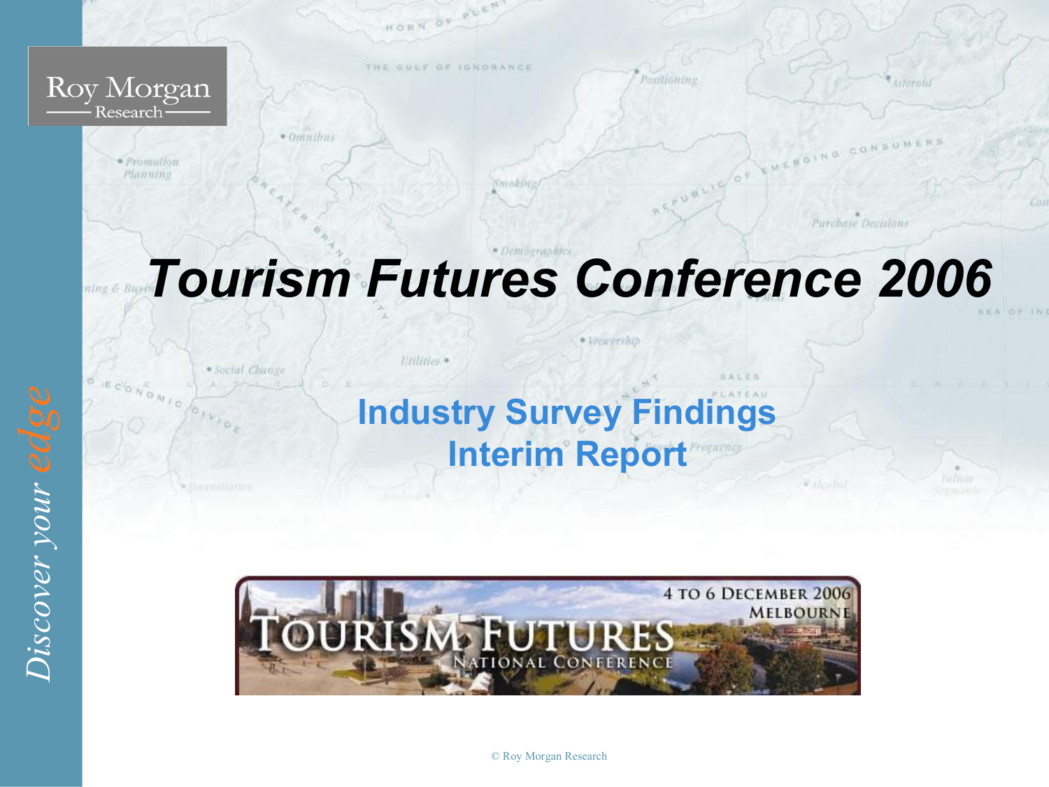# Tourism Futures Conference 2006

## Industry Survey Findings
## Interim Report

© Roy Morgan Research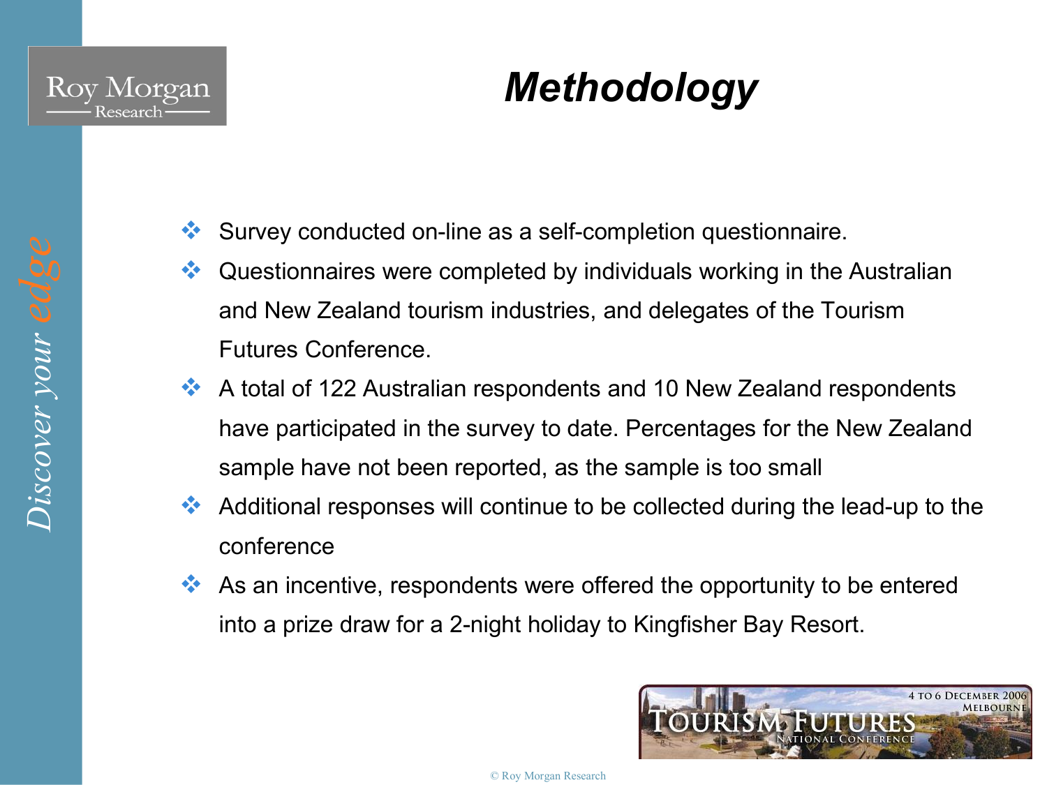# Methodology

- Survey conducted on-line as a self-completion questionnaire.
- Questionnaires were completed by individuals working in the Australian and New Zealand tourism industries, and delegates of the Tourism Futures Conference.
- A total of 122 Australian respondents and 10 New Zealand respondents have participated in the survey to date. Percentages for the New Zealand sample have not been reported, as the sample is too small
- Additional responses will continue to be collected during the lead-up to the conference
- As an incentive, respondents were offered the opportunity to be entered into a prize draw for a 2-night holiday to Kingfisher Bay Resort.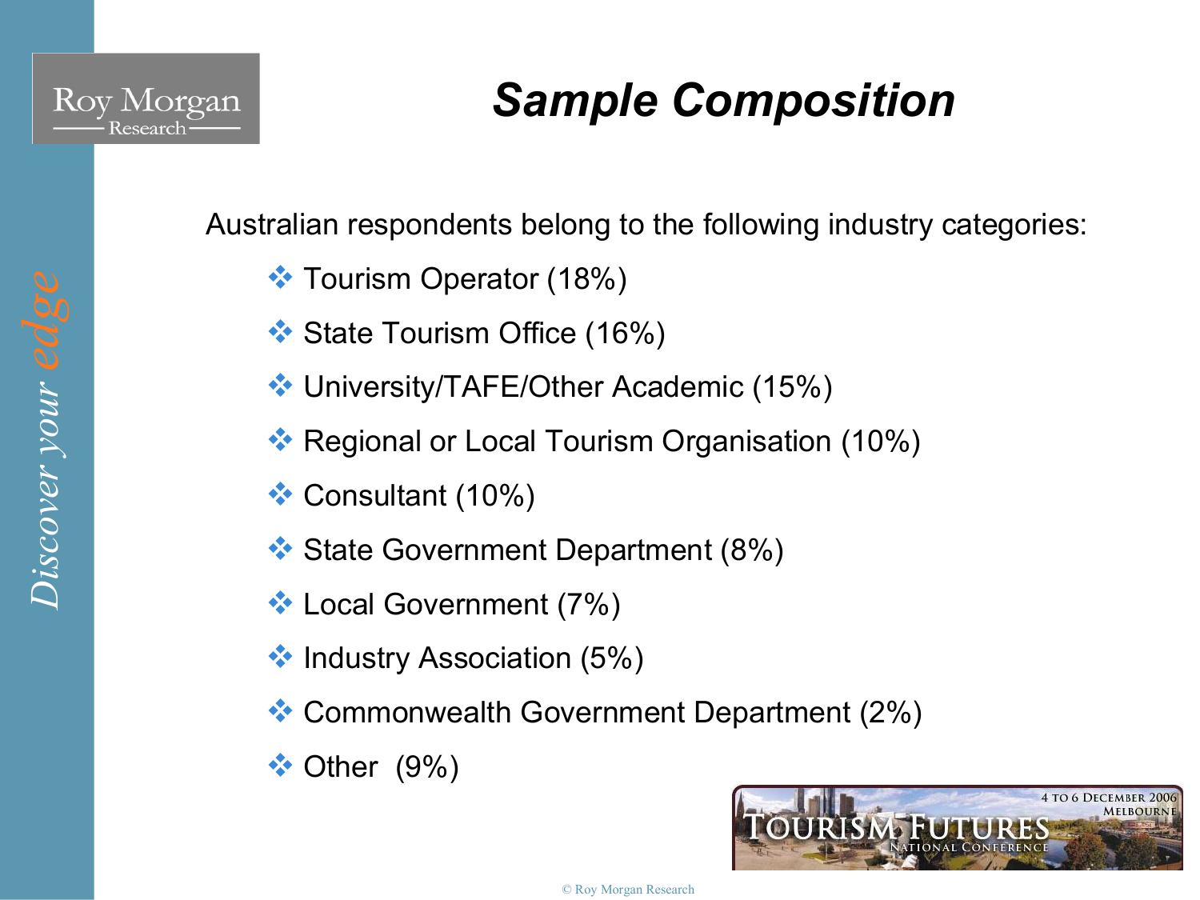# Sample Composition

Australian respondents belong to the following industry categories:

- Tourism Operator (18%)
- State Tourism Office (16%)
- University/TAFE/Other Academic (15%)
- Regional or Local Tourism Organisation (10%)
- Consultant (10%)
- State Government Department (8%)
- Local Government (7%)
- Industry Association (5%)
- Commonwealth Government Department (2%)
- Other (9%)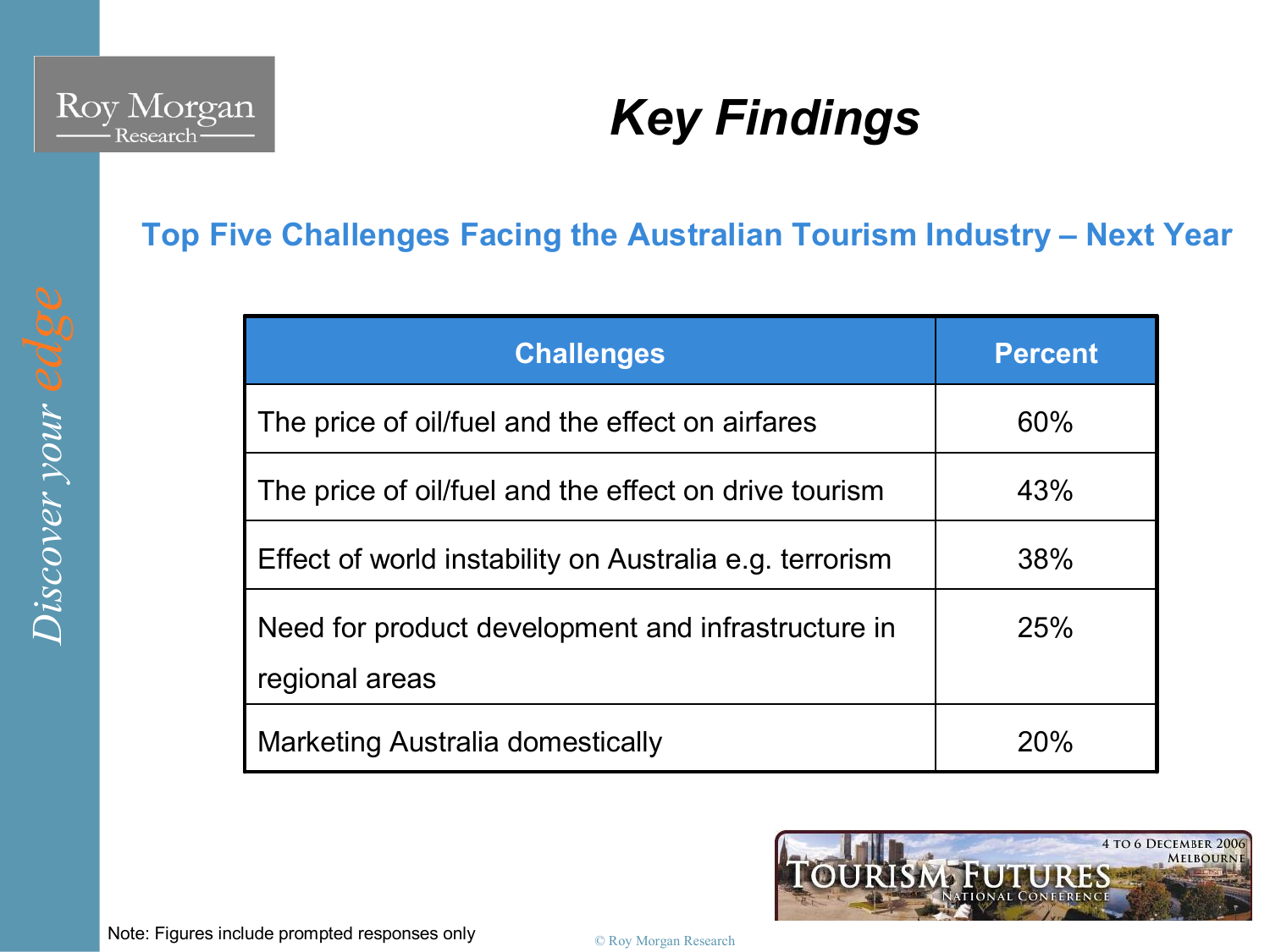# Key Findings

## Top Five Challenges Facing the Australian Tourism Industry – Next Year

| Challenges | Percent |
|---|---|
| The price of oil/fuel and the effect on airfares | 60% |
| The price of oil/fuel and the effect on drive tourism | 43% |
| Effect of world instability on Australia e.g. terrorism | 38% |
| Need for product development and infrastructure in regional areas | 25% |
| Marketing Australia domestically | 20% |

Note: Figures include prompted responses only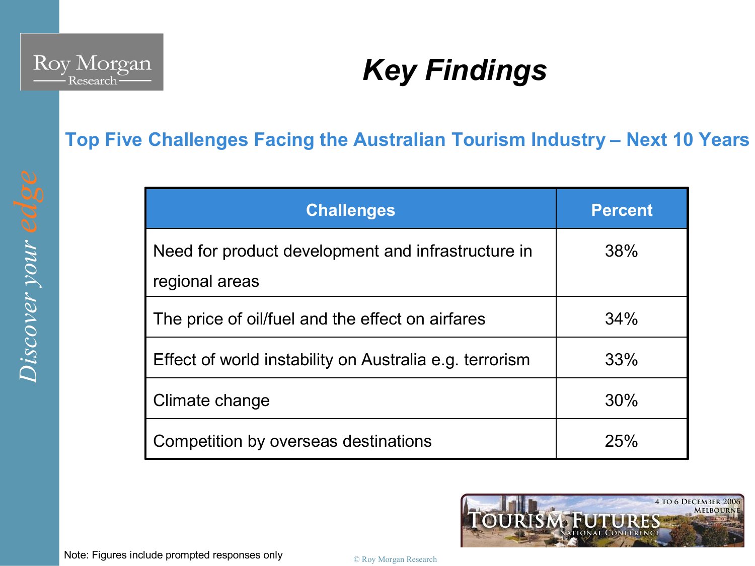# Key Findings

## Top Five Challenges Facing the Australian Tourism Industry – Next 10 Years

| Challenges | Percent |
|---|---|
| Need for product development and infrastructure in regional areas | 38% |
| The price of oil/fuel and the effect on airfares | 34% |
| Effect of world instability on Australia e.g. terrorism | 33% |
| Climate change | 30% |
| Competition by overseas destinations | 25% |

Note: Figures include prompted responses only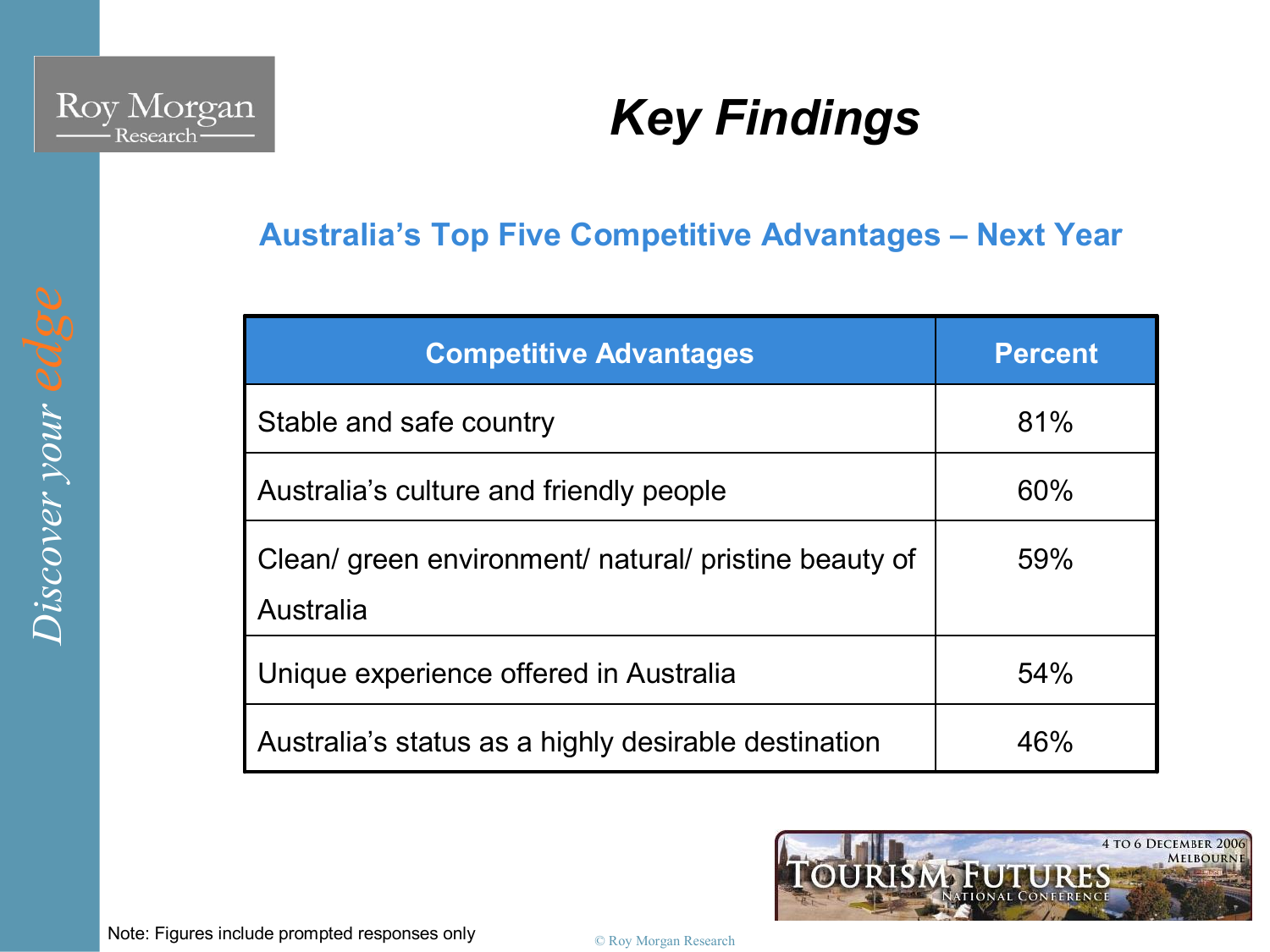# Key Findings

## Australia's Top Five Competitive Advantages – Next Year

| Competitive Advantages | Percent |
| --- | --- |
| Stable and safe country | 81% |
| Australia's culture and friendly people | 60% |
| Clean/ green environment/ natural/ pristine beauty of Australia | 59% |
| Unique experience offered in Australia | 54% |
| Australia's status as a highly desirable destination | 46% |

Note: Figures include prompted responses only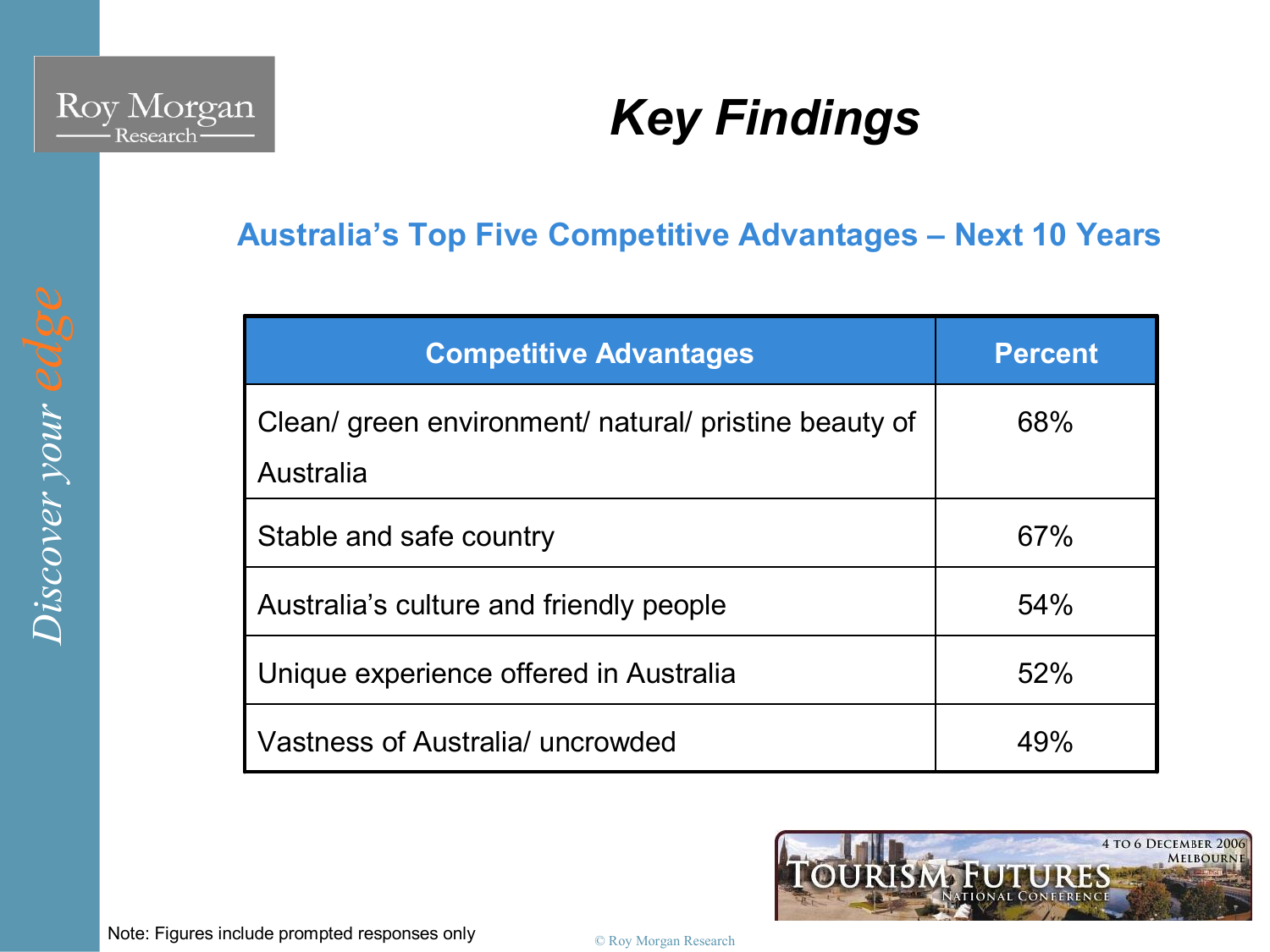# Key Findings

## Australia's Top Five Competitive Advantages – Next 10 Years

| Competitive Advantages | Percent |
|---|---|
| Clean/ green environment/ natural/ pristine beauty of Australia | 68% |
| Stable and safe country | 67% |
| Australia's culture and friendly people | 54% |
| Unique experience offered in Australia | 52% |
| Vastness of Australia/ uncrowded | 49% |

Note: Figures include prompted responses only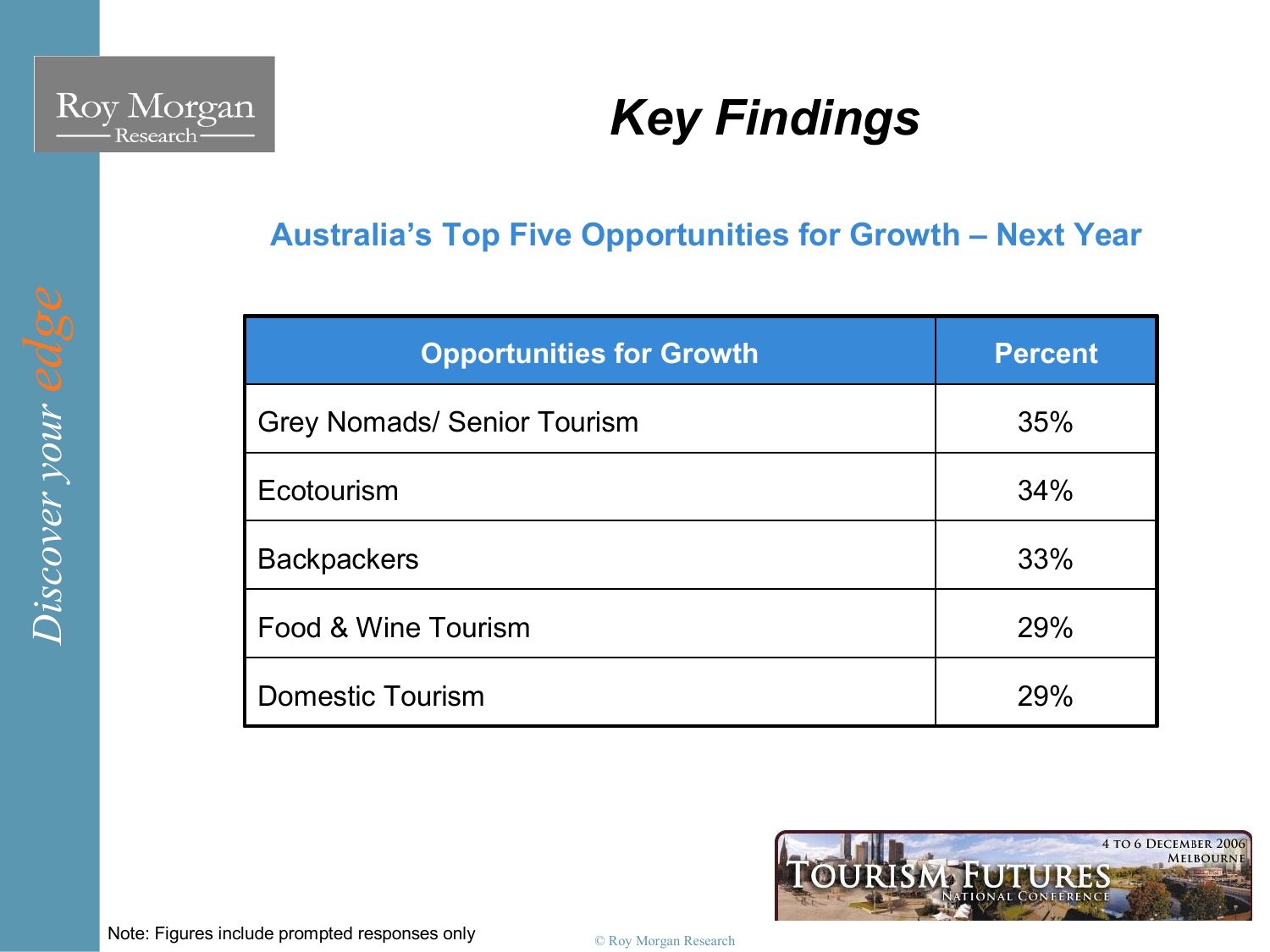# Key Findings

## Australia's Top Five Opportunities for Growth – Next Year

| Opportunities for Growth | Percent |
|---|---|
| Grey Nomads/ Senior Tourism | 35% |
| Ecotourism | 34% |
| Backpackers | 33% |
| Food & Wine Tourism | 29% |
| Domestic Tourism | 29% |

Note: Figures include prompted responses only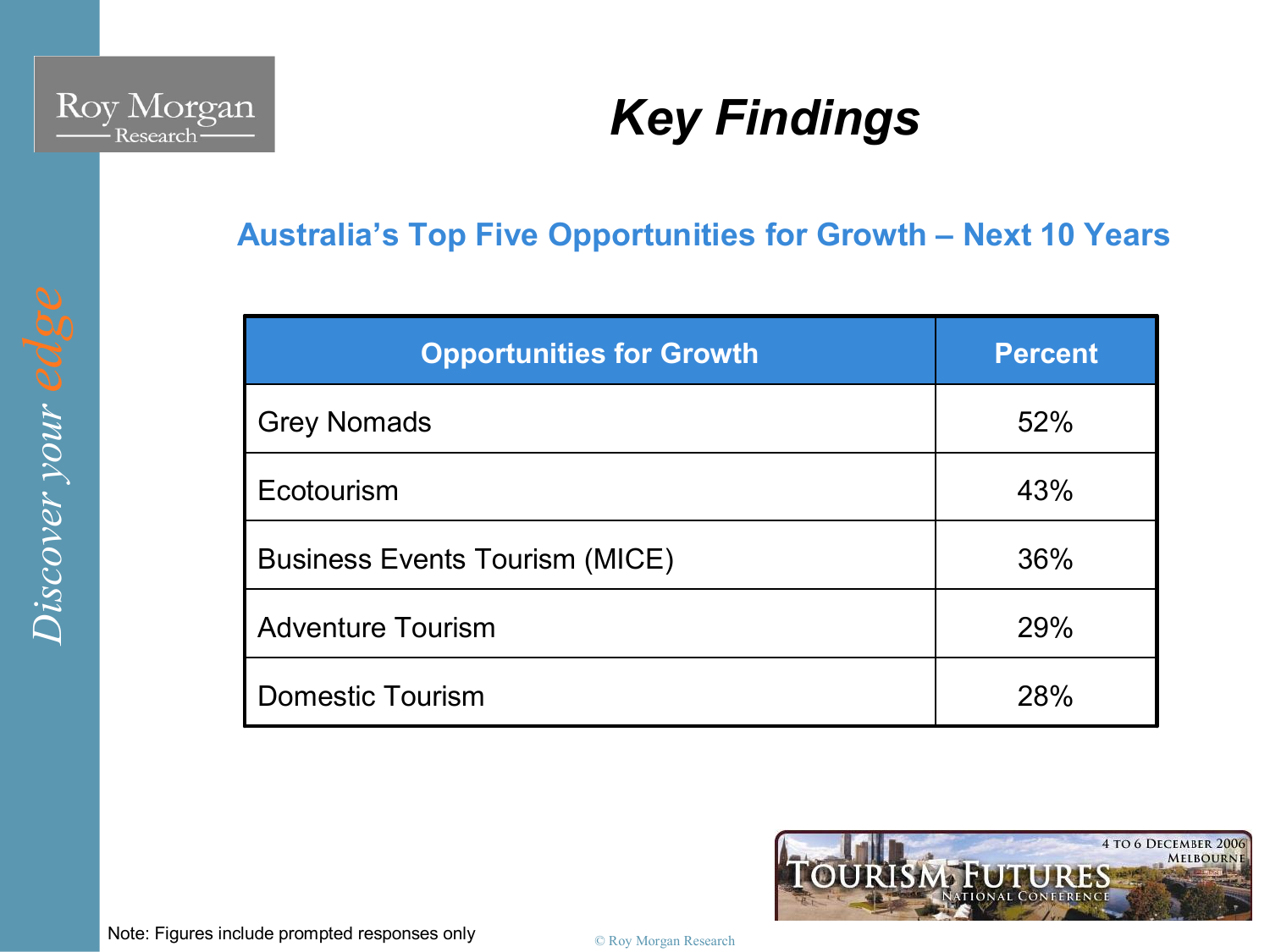# Key Findings

## Australia's Top Five Opportunities for Growth – Next 10 Years

| Opportunities for Growth | Percent |
|---|---|
| Grey Nomads | 52% |
| Ecotourism | 43% |
| Business Events Tourism (MICE) | 36% |
| Adventure Tourism | 29% |
| Domestic Tourism | 28% |

Note: Figures include prompted responses only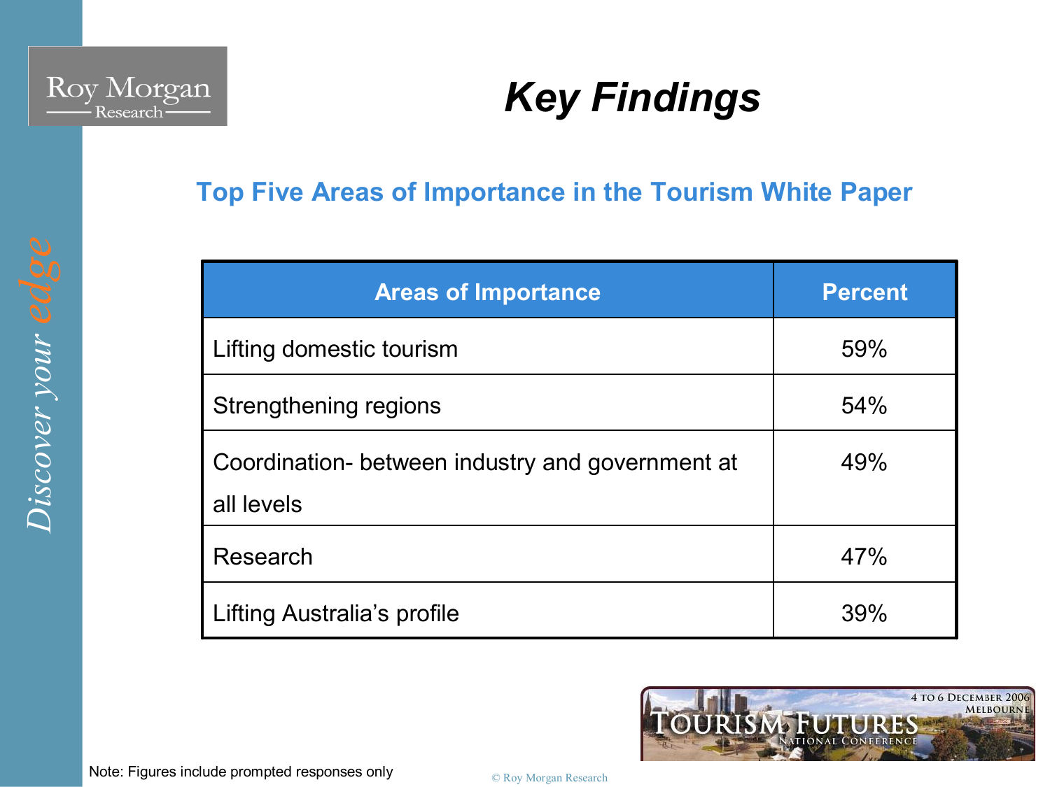# Key Findings

## Top Five Areas of Importance in the Tourism White Paper

| Areas of Importance | Percent |
|---|---|
| Lifting domestic tourism | 59% |
| Strengthening regions | 54% |
| Coordination- between industry and government at all levels | 49% |
| Research | 47% |
| Lifting Australia's profile | 39% |

Note: Figures include prompted responses only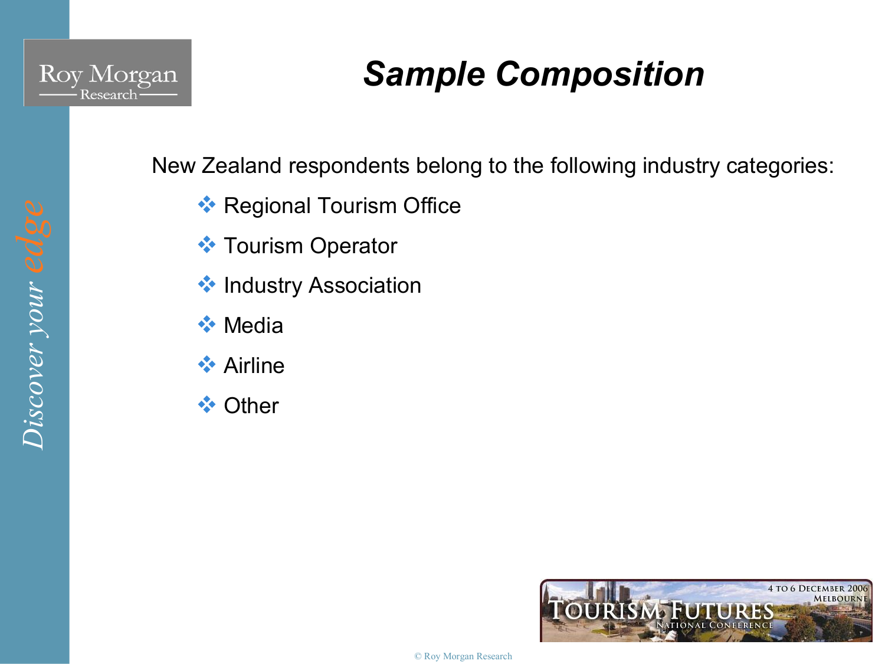# Sample Composition

New Zealand respondents belong to the following industry categories:

- Regional Tourism Office
- Tourism Operator
- Industry Association
- Media
- Airline
- Other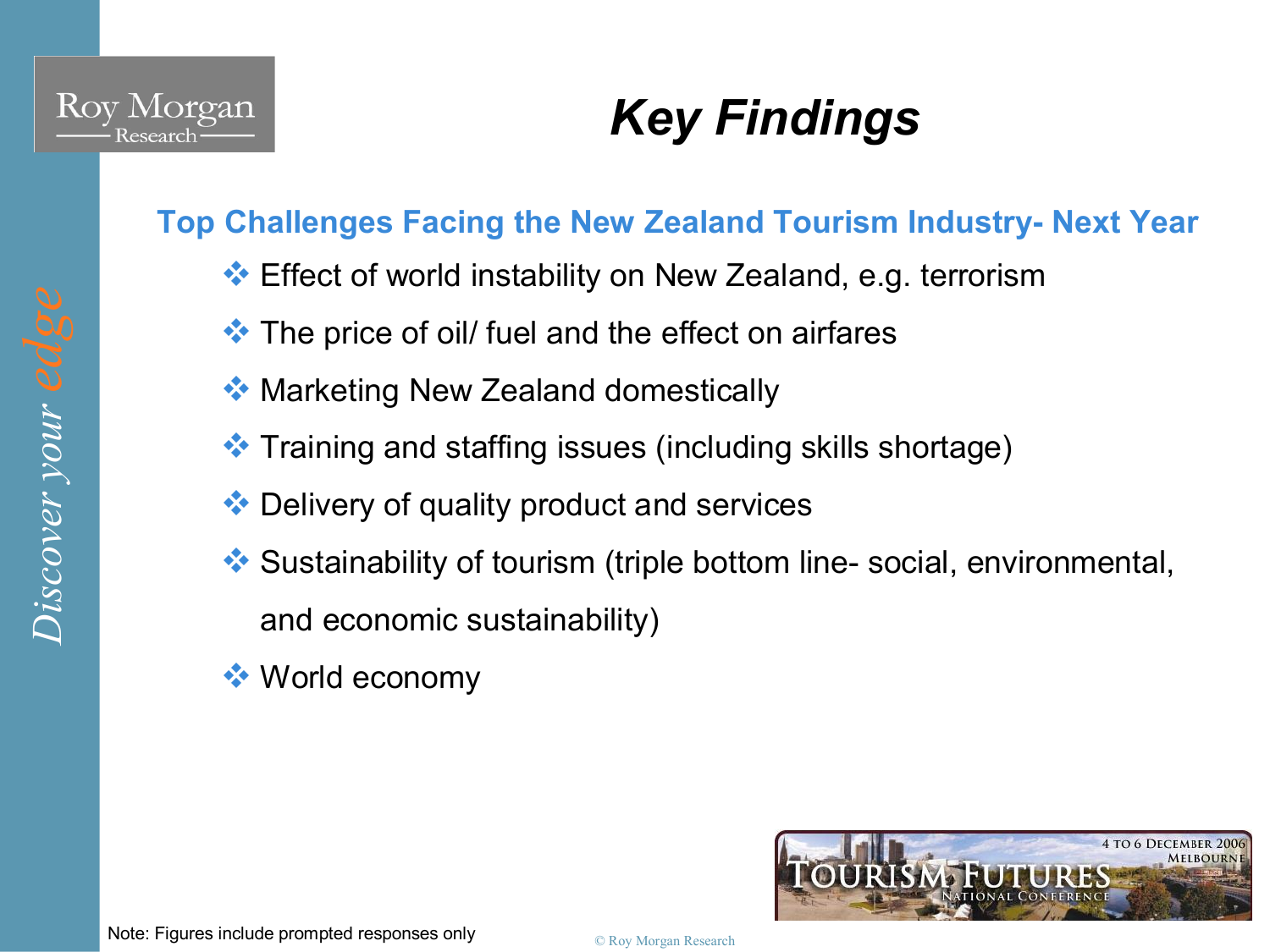# Key Findings

## Top Challenges Facing the New Zealand Tourism Industry- Next Year

- Effect of world instability on New Zealand, e.g. terrorism
- The price of oil/ fuel and the effect on airfares
- Marketing New Zealand domestically
- Training and staffing issues (including skills shortage)
- Delivery of quality product and services
- Sustainability of tourism (triple bottom line- social, environmental, and economic sustainability)
- World economy

Note: Figures include prompted responses only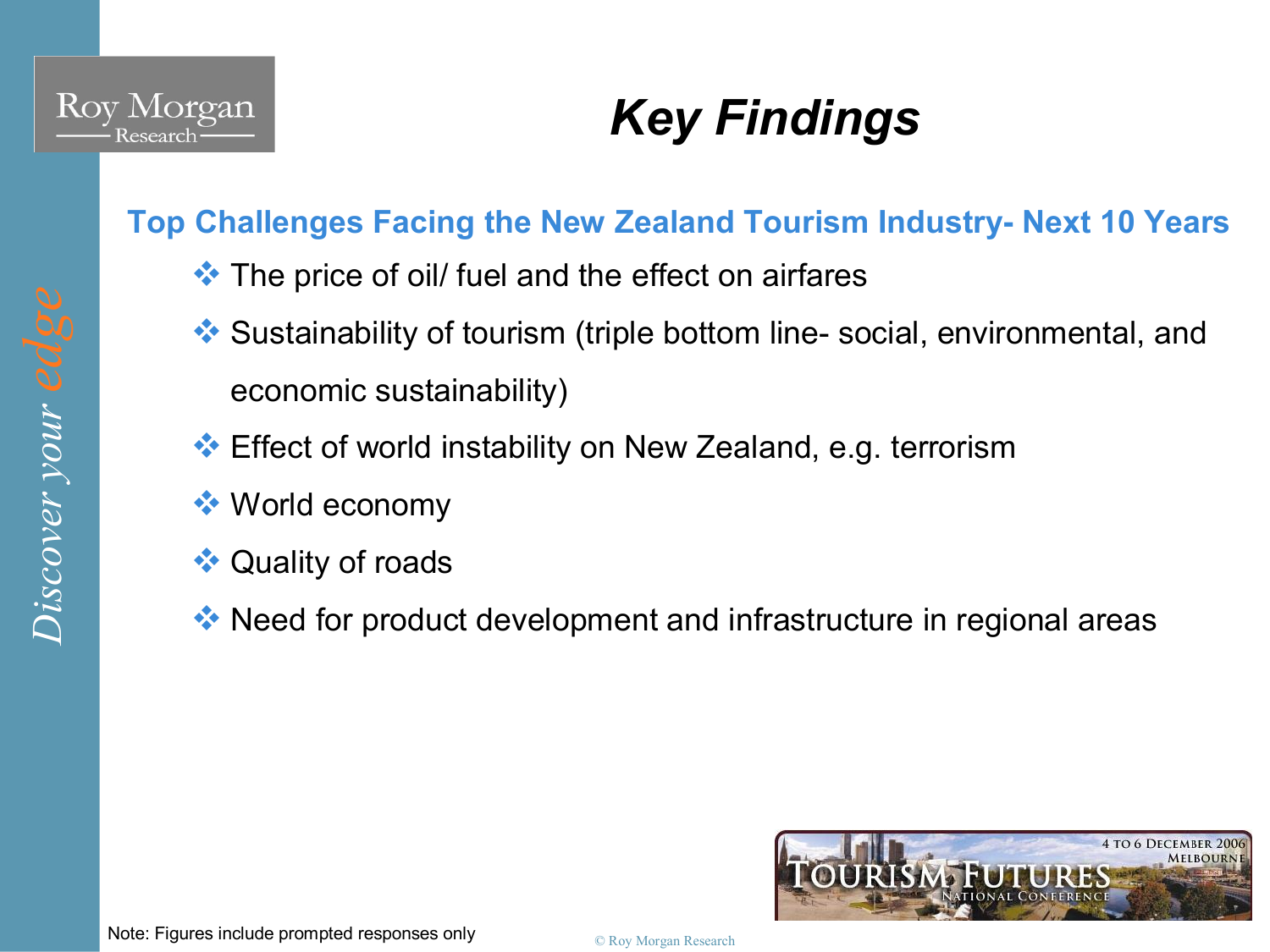# Key Findings

## Top Challenges Facing the New Zealand Tourism Industry- Next 10 Years

- The price of oil/ fuel and the effect on airfares
- Sustainability of tourism (triple bottom line- social, environmental, and economic sustainability)
- Effect of world instability on New Zealand, e.g. terrorism
- World economy
- Quality of roads
- Need for product development and infrastructure in regional areas

Note: Figures include prompted responses only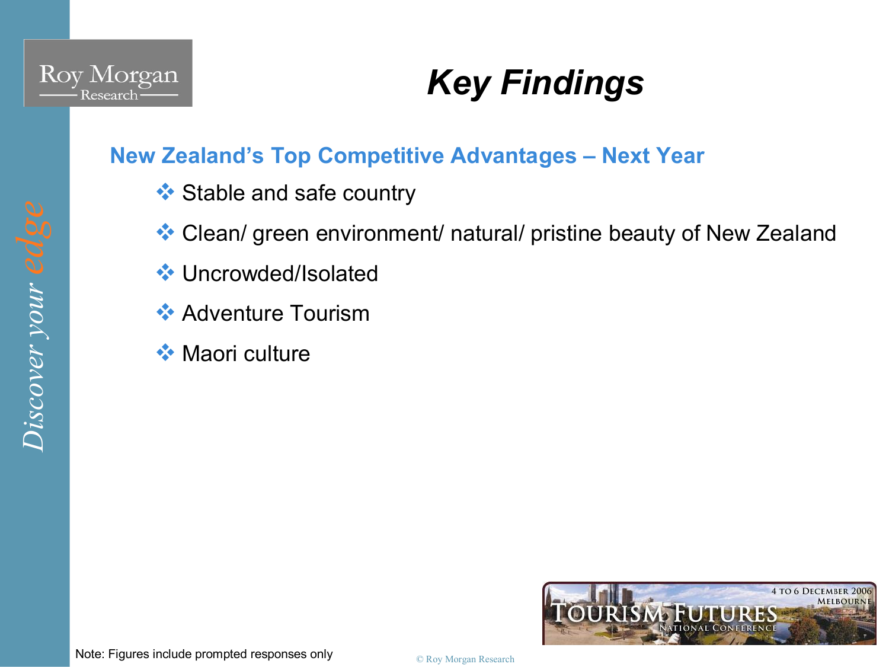# Key Findings

## New Zealand's Top Competitive Advantages – Next Year

- Stable and safe country
- Clean/ green environment/ natural/ pristine beauty of New Zealand
- Uncrowded/Isolated
- Adventure Tourism
- Maori culture

Note: Figures include prompted responses only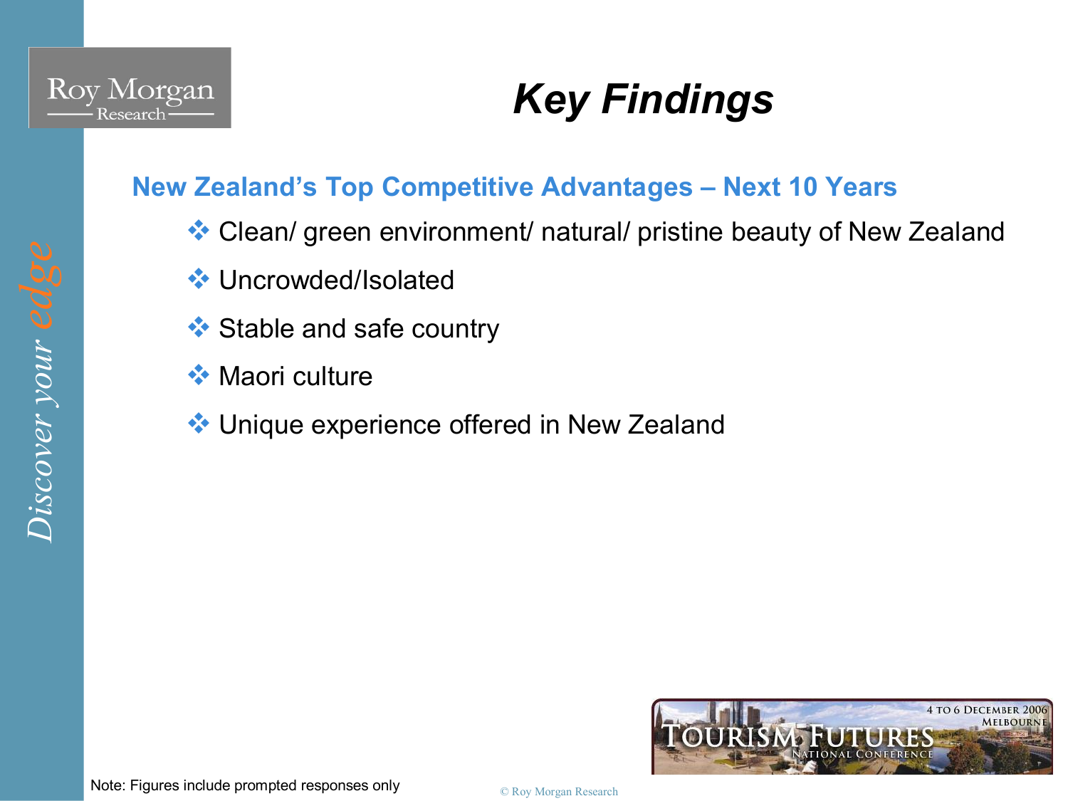# *Key Findings*

## New Zealand's Top Competitive Advantages – Next 10 Years

- Clean/ green environment/ natural/ pristine beauty of New Zealand
- Uncrowded/Isolated
- Stable and safe country
- Maori culture
- Unique experience offered in New Zealand

Note: Figures include prompted responses only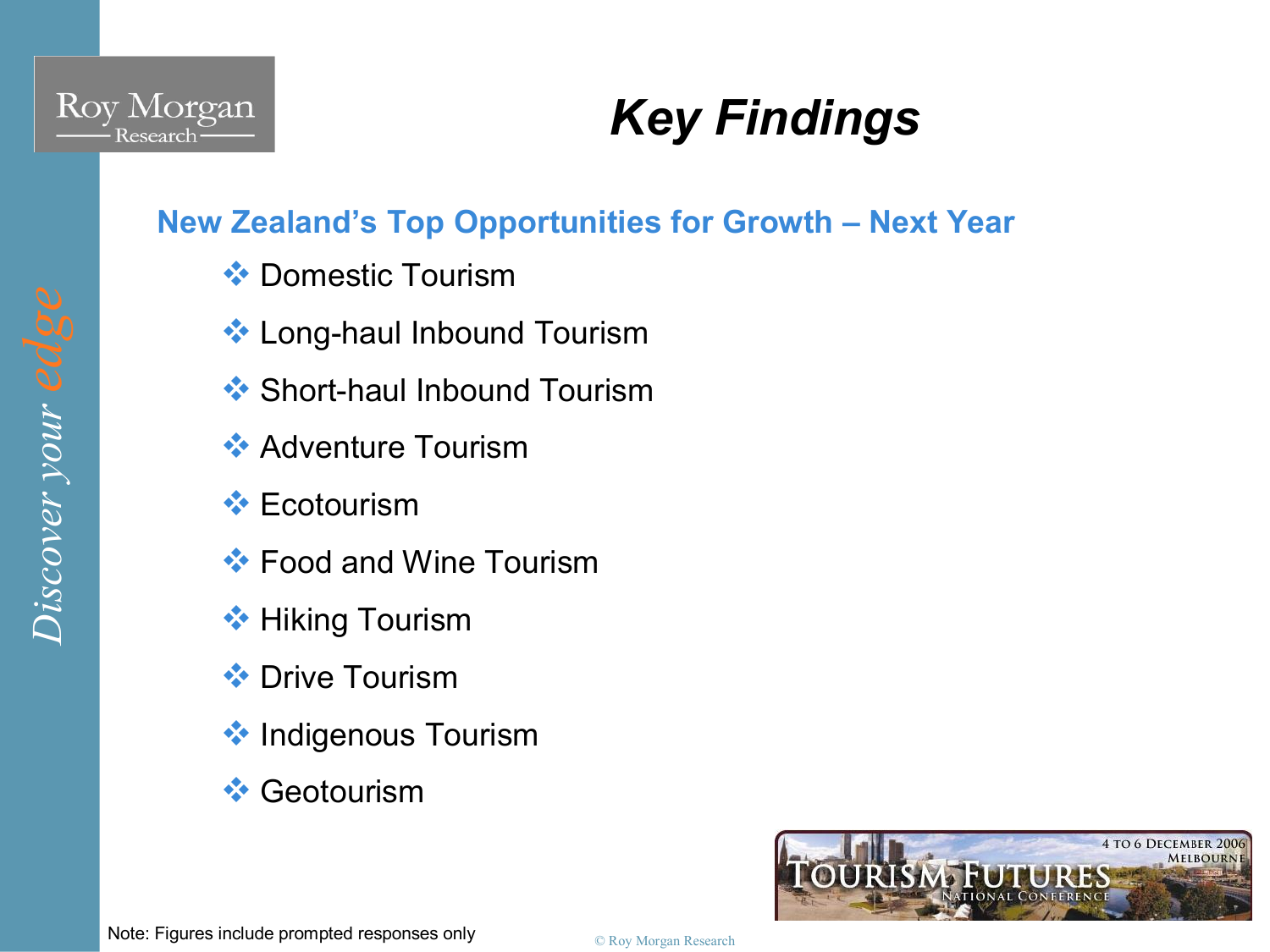# Key Findings

## New Zealand's Top Opportunities for Growth – Next Year

- Domestic Tourism
- Long-haul Inbound Tourism
- Short-haul Inbound Tourism
- Adventure Tourism
- Ecotourism
- Food and Wine Tourism
- Hiking Tourism
- Drive Tourism
- Indigenous Tourism
- Geotourism

Note: Figures include prompted responses only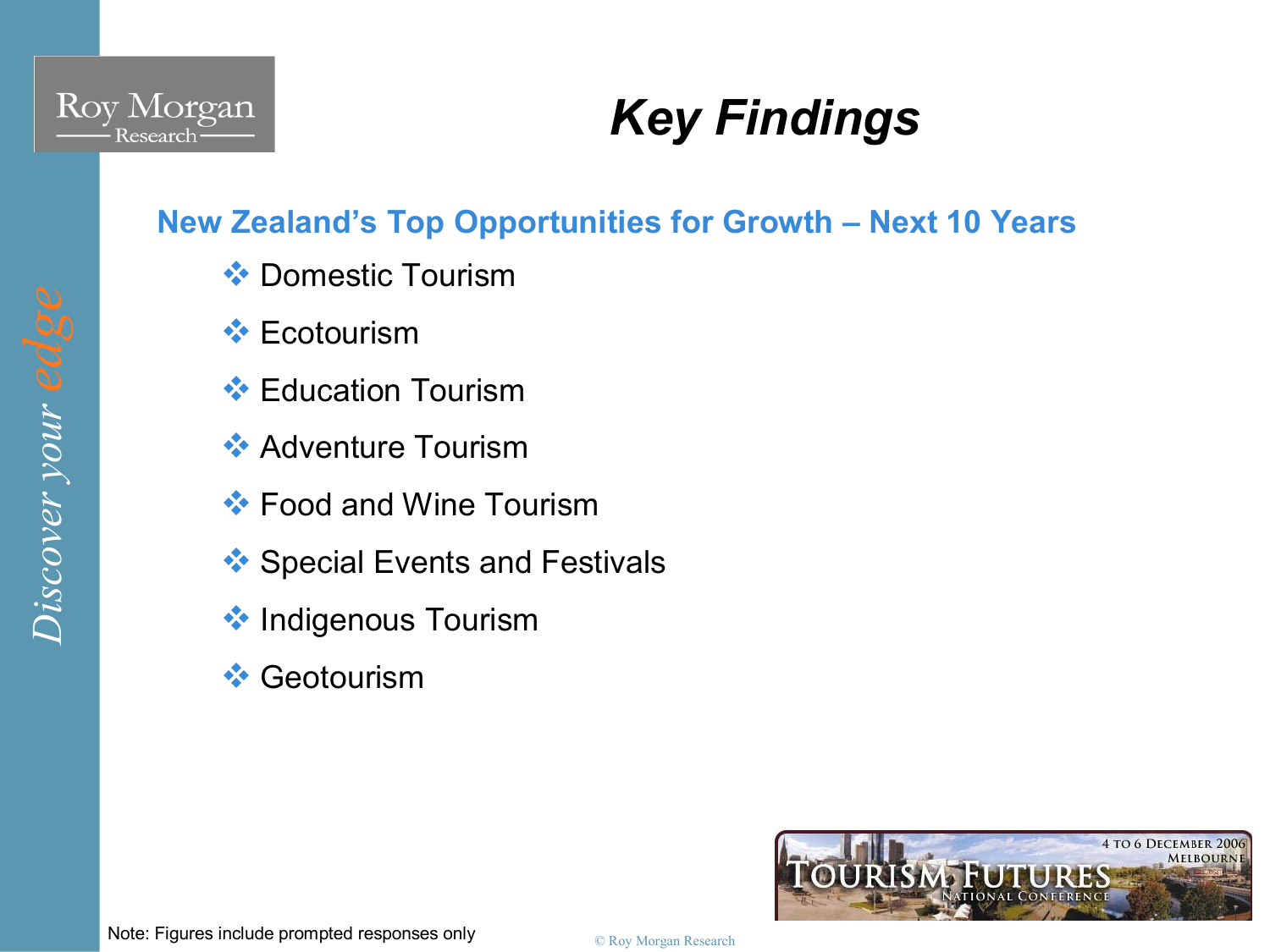# Key Findings

## New Zealand's Top Opportunities for Growth – Next 10 Years

- Domestic Tourism
- Ecotourism
- Education Tourism
- Adventure Tourism
- Food and Wine Tourism
- Special Events and Festivals
- Indigenous Tourism
- Geotourism

Note: Figures include prompted responses only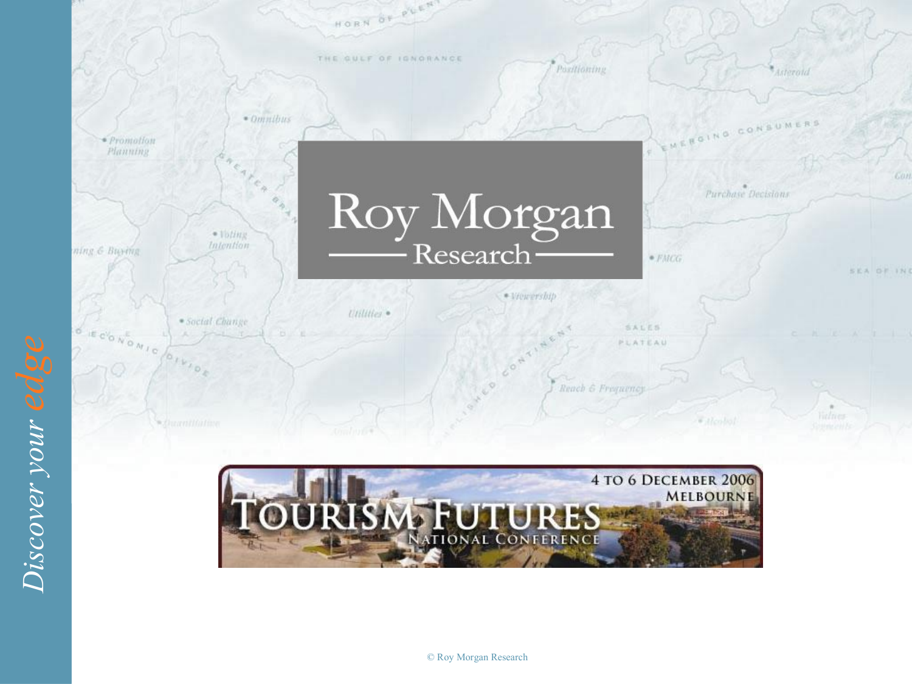Roy Morgan
Research

TOURISM FUTURES
NATIONAL CONFERENCE

4 TO 6 DECEMBER 2006
MELBOURNE

*Discover your edge*

© Roy Morgan Research